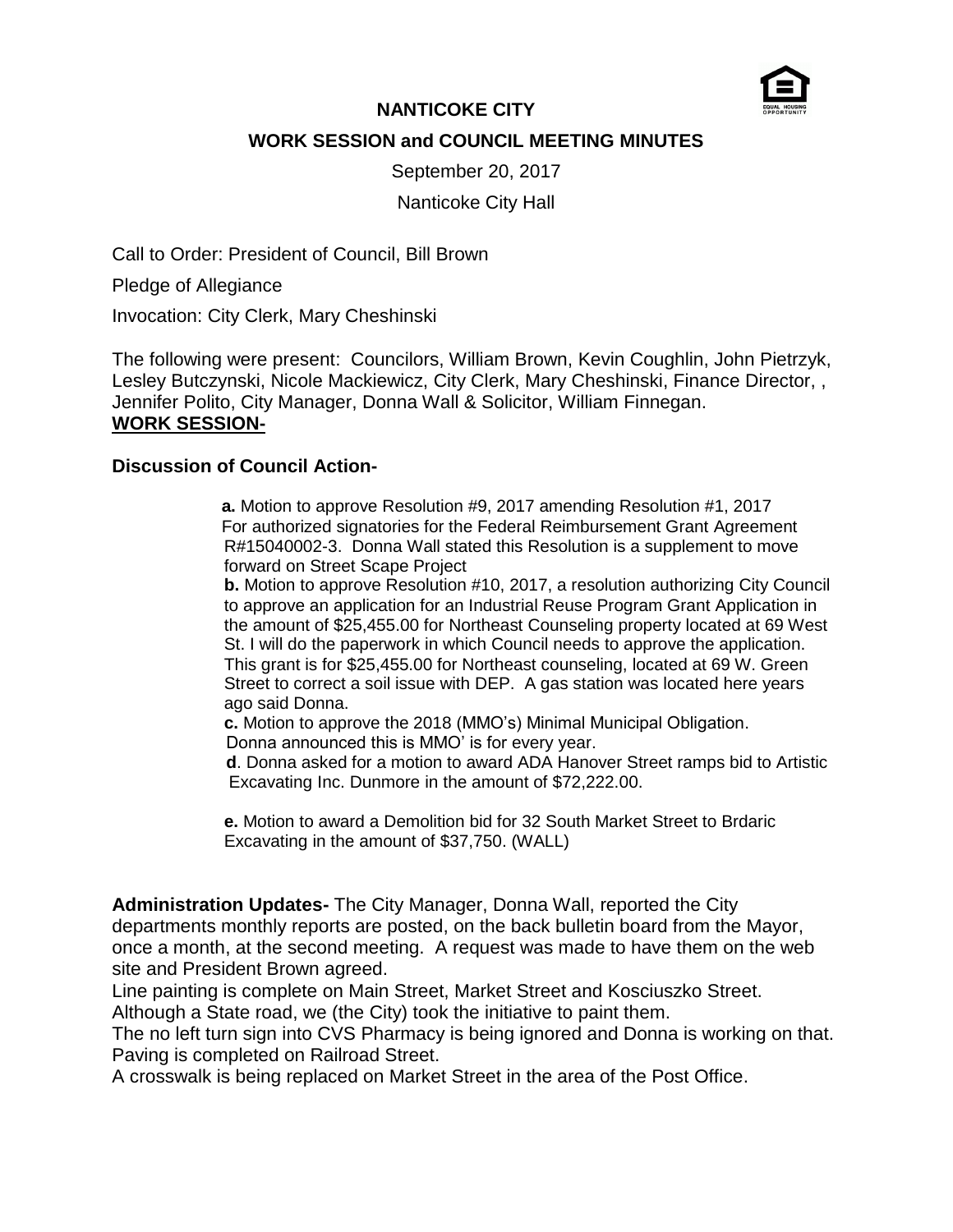# NANTICOKE CITY

## WORK SESSION and COUNCIL MEETING MINUTES

September 20, 2017

Nanticoke City Hall

Call to Order: President of Council, Bill Brown

Pledge of Allegiance

Invocation: City Clerk, Mary Cheshinski

The following were present: Councilors, William Brown, Kevin Coughlin, John Pietrzyk, Lesley Butczynski, Nicole Mackiewicz, City Clerk, Mary Cheshinski, Finance Director, , Jennifer Polito, City Manager, Donna Wall & Solicitor, William Finnegan.

**WORK SESSION-**

### Discussion of Council Action-

**a.** Motion to approve Resolution #9, 2017 amending Resolution #1, 2017 For authorized signatories for the Federal Reimbursement Grant Agreement R#15040002-3. Donna Wall stated this Resolution is a supplement to move forward on Street Scape Project

**b.** Motion to approve Resolution #10, 2017, a resolution authorizing City Council to approve an application for an Industrial Reuse Program Grant Application in the amount of $25,455.00 for Northeast Counseling property located at 69 West St. I will do the paperwork in which Council needs to approve the application. This grant is for $25,455.00 for Northeast counseling, located at 69 W. Green Street to correct a soil issue with DEP. A gas station was located here years ago said Donna.

**c.** Motion to approve the 2018 (MMO's) Minimal Municipal Obligation. Donna announced this is MMO' is for every year.

**d**. Donna asked for a motion to award ADA Hanover Street ramps bid to Artistic Excavating Inc. Dunmore in the amount of $72,222.00.

**e.** Motion to award a Demolition bid for 32 South Market Street to Brdaric Excavating in the amount of $37,750. (WALL)

**Administration Updates-** The City Manager, Donna Wall, reported the City departments monthly reports are posted, on the back bulletin board from the Mayor, once a month, at the second meeting. A request was made to have them on the web site and President Brown agreed.

Line painting is complete on Main Street, Market Street and Kosciuszko Street. Although a State road, we (the City) took the initiative to paint them.

The no left turn sign into CVS Pharmacy is being ignored and Donna is working on that.

Paving is completed on Railroad Street.

A crosswalk is being replaced on Market Street in the area of the Post Office.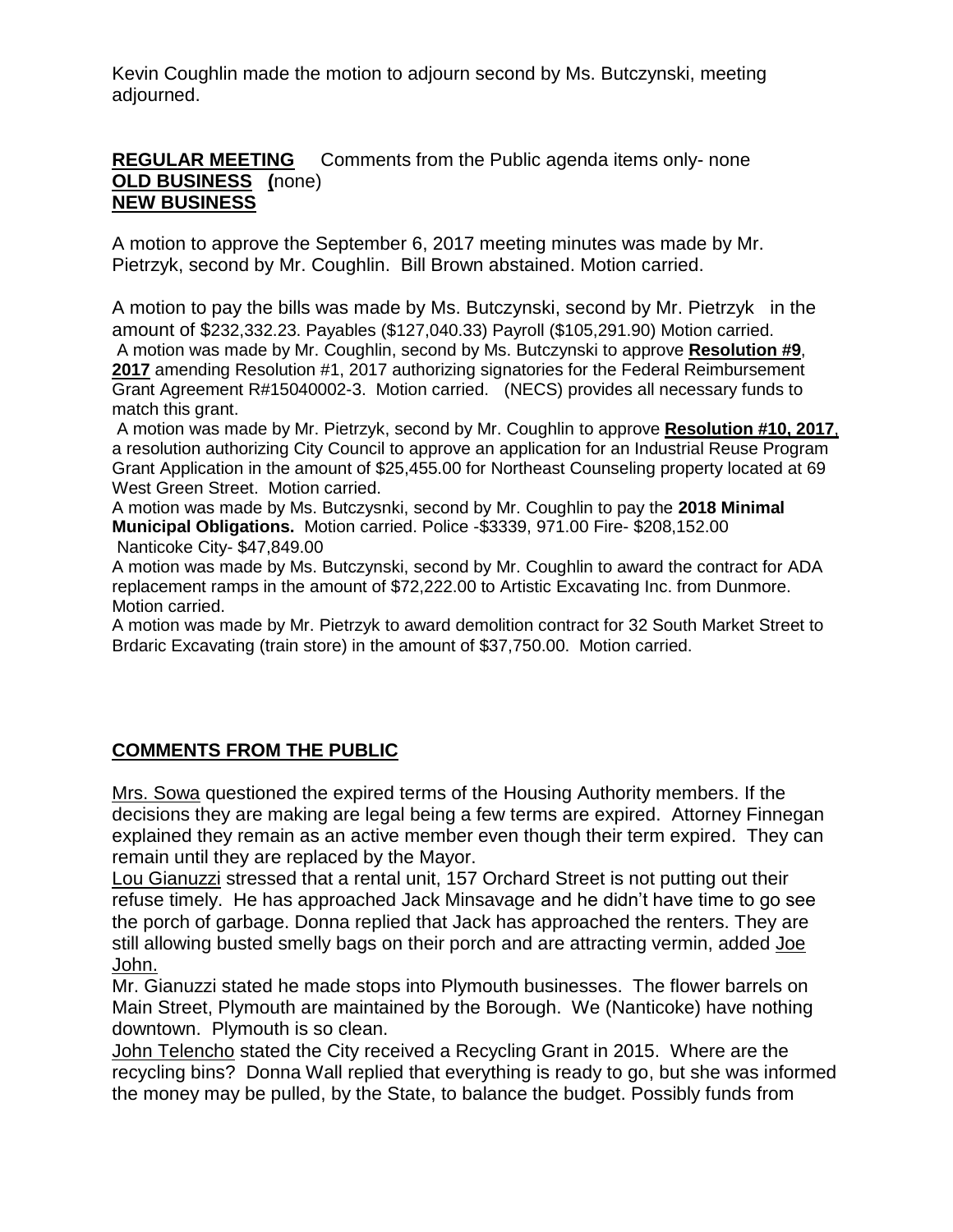Kevin Coughlin made the motion to adjourn second by Ms. Butczynski, meeting adjourned.

**REGULAR MEETING** Comments from the Public agenda items only- none
**OLD BUSINESS (**none)
**NEW BUSINESS**

A motion to approve the September 6, 2017 meeting minutes was made by Mr. Pietrzyk, second by Mr. Coughlin. Bill Brown abstained. Motion carried.

A motion to pay the bills was made by Ms. Butczynski, second by Mr. Pietrzyk in the amount of $232,332.23. Payables ($127,040.33) Payroll ($105,291.90) Motion carried.
A motion was made by Mr. Coughlin, second by Ms. Butczynski to approve **Resolution #9, 2017** amending Resolution #1, 2017 authorizing signatories for the Federal Reimbursement Grant Agreement R#15040002-3. Motion carried. (NECS) provides all necessary funds to match this grant.
A motion was made by Mr. Pietrzyk, second by Mr. Coughlin to approve **Resolution #10, 2017**, a resolution authorizing City Council to approve an application for an Industrial Reuse Program Grant Application in the amount of $25,455.00 for Northeast Counseling property located at 69 West Green Street. Motion carried.
A motion was made by Ms. Butczysnki, second by Mr. Coughlin to pay the **2018 Minimal Municipal Obligations.** Motion carried. Police -$3339, 971.00 Fire- $208,152.00
Nanticoke City- $47,849.00
A motion was made by Ms. Butczynski, second by Mr. Coughlin to award the contract for ADA replacement ramps in the amount of $72,222.00 to Artistic Excavating Inc. from Dunmore. Motion carried.
A motion was made by Mr. Pietrzyk to award demolition contract for 32 South Market Street to Brdaric Excavating (train store) in the amount of $37,750.00. Motion carried.

**COMMENTS FROM THE PUBLIC**

Mrs. Sowa questioned the expired terms of the Housing Authority members. If the decisions they are making are legal being a few terms are expired. Attorney Finnegan explained they remain as an active member even though their term expired. They can remain until they are replaced by the Mayor.
Lou Gianuzzi stressed that a rental unit, 157 Orchard Street is not putting out their refuse timely. He has approached Jack Minsavage and he didn't have time to go see the porch of garbage. Donna replied that Jack has approached the renters. They are still allowing busted smelly bags on their porch and are attracting vermin, added Joe John.
Mr. Gianuzzi stated he made stops into Plymouth businesses. The flower barrels on Main Street, Plymouth are maintained by the Borough. We (Nanticoke) have nothing downtown. Plymouth is so clean.
John Telencho stated the City received a Recycling Grant in 2015. Where are the recycling bins? Donna Wall replied that everything is ready to go, but she was informed the money may be pulled, by the State, to balance the budget. Possibly funds from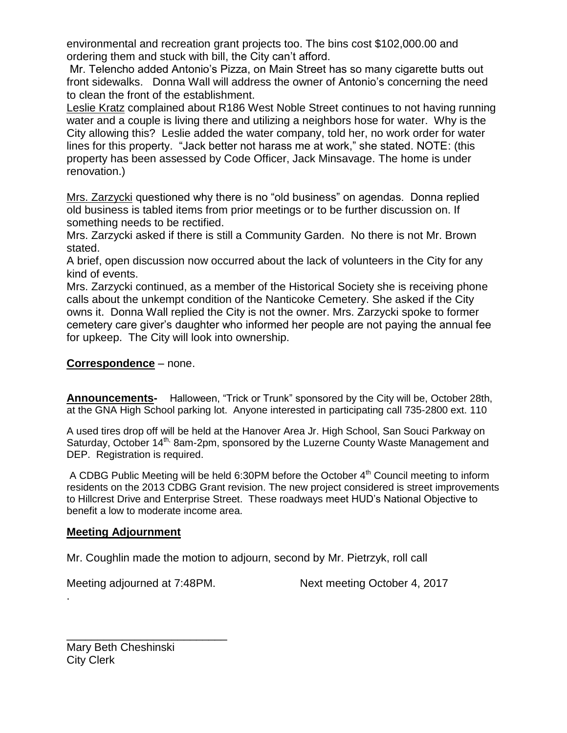environmental and recreation grant projects too. The bins cost $102,000.00 and ordering them and stuck with bill, the City can't afford.

Mr. Telencho added Antonio's Pizza, on Main Street has so many cigarette butts out front sidewalks. Donna Wall will address the owner of Antonio's concerning the need to clean the front of the establishment.

Leslie Kratz complained about R186 West Noble Street continues to not having running water and a couple is living there and utilizing a neighbors hose for water. Why is the City allowing this? Leslie added the water company, told her, no work order for water lines for this property. "Jack better not harass me at work," she stated. NOTE: (this property has been assessed by Code Officer, Jack Minsavage. The home is under renovation.)

Mrs. Zarzycki questioned why there is no "old business" on agendas. Donna replied old business is tabled items from prior meetings or to be further discussion on. If something needs to be rectified.

Mrs. Zarzycki asked if there is still a Community Garden. No there is not Mr. Brown stated.

A brief, open discussion now occurred about the lack of volunteers in the City for any kind of events.

Mrs. Zarzycki continued, as a member of the Historical Society she is receiving phone calls about the unkempt condition of the Nanticoke Cemetery. She asked if the City owns it. Donna Wall replied the City is not the owner. Mrs. Zarzycki spoke to former cemetery care giver's daughter who informed her people are not paying the annual fee for upkeep. The City will look into ownership.

**Correspondence** – none.

**Announcements-** Halloween, "Trick or Trunk" sponsored by the City will be, October 28th, at the GNA High School parking lot. Anyone interested in participating call 735-2800 ext. 110

A used tires drop off will be held at the Hanover Area Jr. High School, San Souci Parkway on Saturday, October 14th, 8am-2pm, sponsored by the Luzerne County Waste Management and DEP. Registration is required.

A CDBG Public Meeting will be held 6:30PM before the October 4th Council meeting to inform residents on the 2013 CDBG Grant revision. The new project considered is street improvements to Hillcrest Drive and Enterprise Street. These roadways meet HUD's National Objective to benefit a low to moderate income area.

## Meeting Adjournment

Mr. Coughlin made the motion to adjourn, second by Mr. Pietrzyk, roll call

Meeting adjourned at 7:48PM. Next meeting October 4, 2017

.

\_\_\_\_\_\_\_\_\_\_\_\_\_\_\_\_\_\_\_\_\_\_\_\_\_\_\_

Mary Beth Cheshinski
City Clerk